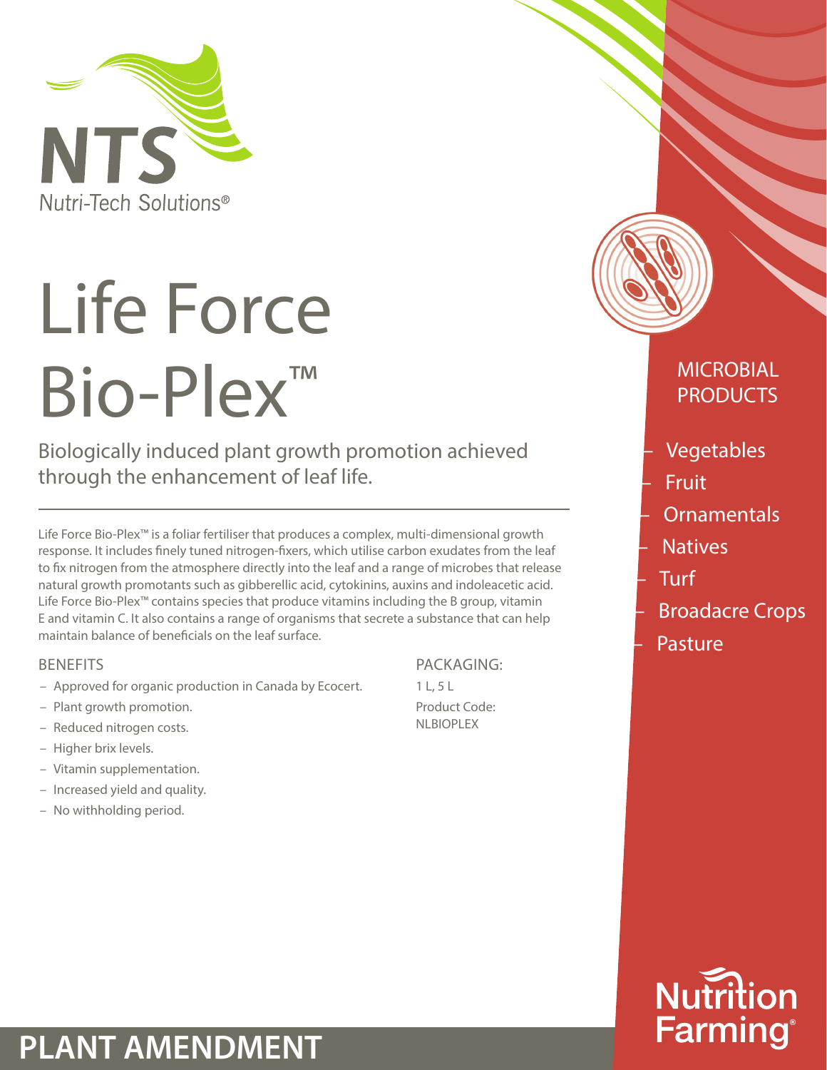NTS
Nutri-Tech Solutions®

# Life Force Bio-Plex™

Biologically induced plant growth promotion achieved through the enhancement of leaf life.

Life Force Bio-Plex™ is a foliar fertiliser that produces a complex, multi-dimensional growth response. It includes finely tuned nitrogen-fixers, which utilise carbon exudates from the leaf to fix nitrogen from the atmosphere directly into the leaf and a range of microbes that release natural growth promotants such as gibberellic acid, cytokinins, auxins and indoleacetic acid. Life Force Bio-Plex™ contains species that produce vitamins including the B group, vitamin E and vitamin C. It also contains a range of organisms that secrete a substance that can help maintain balance of beneficials on the leaf surface.

## BENEFITS

- Approved for organic production in Canada by Ecocert.
- Plant growth promotion.
- Reduced nitrogen costs.
- Higher brix levels.
- Vitamin supplementation.
- Increased yield and quality.
- No withholding period.

## PACKAGING:

1 L, 5 L

Product Code:
NLBIOPLEX

## MICROBIAL PRODUCTS

- Vegetables
- Fruit
- Ornamentals
- Natives
- Turf
- Broadacre Crops
- Pasture

Nutrition Farming®

## PLANT AMENDMENT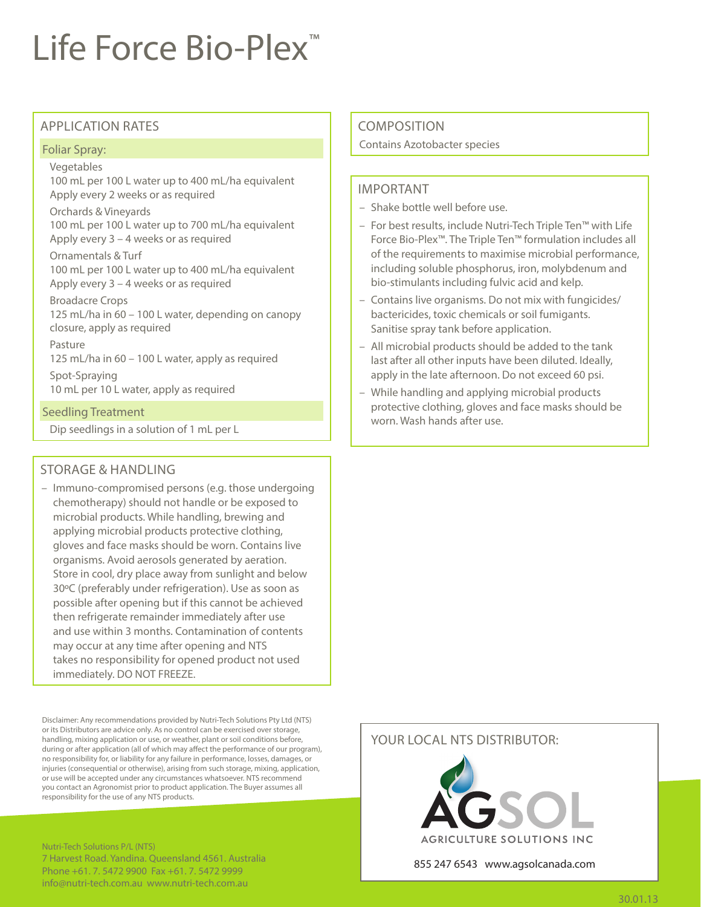# Life Force Bio-Plex™

## APPLICATION RATES

### Foliar Spray:

Vegetables
100 mL per 100 L water up to 400 mL/ha equivalent
Apply every 2 weeks or as required

Orchards & Vineyards
100 mL per 100 L water up to 700 mL/ha equivalent
Apply every 3 – 4 weeks or as required

Ornamentals & Turf
100 mL per 100 L water up to 400 mL/ha equivalent
Apply every 3 – 4 weeks or as required

Broadacre Crops
125 mL/ha in 60 – 100 L water, depending on canopy closure, apply as required

Pasture
125 mL/ha in 60 – 100 L water, apply as required

Spot-Spraying
10 mL per 10 L water, apply as required

### Seedling Treatment

Dip seedlings in a solution of 1 mL per L

## STORAGE & HANDLING

- Immuno-compromised persons (e.g. those undergoing chemotherapy) should not handle or be exposed to microbial products. While handling, brewing and applying microbial products protective clothing, gloves and face masks should be worn. Contains live organisms. Avoid aerosols generated by aeration. Store in cool, dry place away from sunlight and below 30ºC (preferably under refrigeration). Use as soon as possible after opening but if this cannot be achieved then refrigerate remainder immediately after use and use within 3 months. Contamination of contents may occur at any time after opening and NTS takes no responsibility for opened product not used immediately. DO NOT FREEZE.

## COMPOSITION

Contains Azotobacter species

## IMPORTANT

- Shake bottle well before use.
- For best results, include Nutri-Tech Triple Ten™ with Life Force Bio-Plex™. The Triple Ten™ formulation includes all of the requirements to maximise microbial performance, including soluble phosphorus, iron, molybdenum and bio-stimulants including fulvic acid and kelp.
- Contains live organisms. Do not mix with fungicides/bactericides, toxic chemicals or soil fumigants. Sanitise spray tank before application.
- All microbial products should be added to the tank last after all other inputs have been diluted. Ideally, apply in the late afternoon. Do not exceed 60 psi.
- While handling and applying microbial products protective clothing, gloves and face masks should be worn. Wash hands after use.

Disclaimer: Any recommendations provided by Nutri-Tech Solutions Pty Ltd (NTS) or its Distributors are advice only. As no control can be exercised over storage, handling, mixing application or use, or weather, plant or soil conditions before, during or after application (all of which may affect the performance of our program), no responsibility for, or liability for any failure in performance, losses, damages, or injuries (consequential or otherwise), arising from such storage, mixing, application, or use will be accepted under any circumstances whatsoever. NTS recommend you contact an Agronomist prior to product application. The Buyer assumes all responsibility for the use of any NTS products.

Nutri-Tech Solutions P/L (NTS)
7 Harvest Road. Yandina. Queensland 4561. Australia
Phone +61. 7. 5472 9900 Fax +61. 7. 5472 9999
info@nutri-tech.com.au www.nutri-tech.com.au

YOUR LOCAL NTS DISTRIBUTOR:

AGSOL
AGRICULTURE SOLUTIONS INC

855 247 6543 www.agsolcanada.com

30.01.13